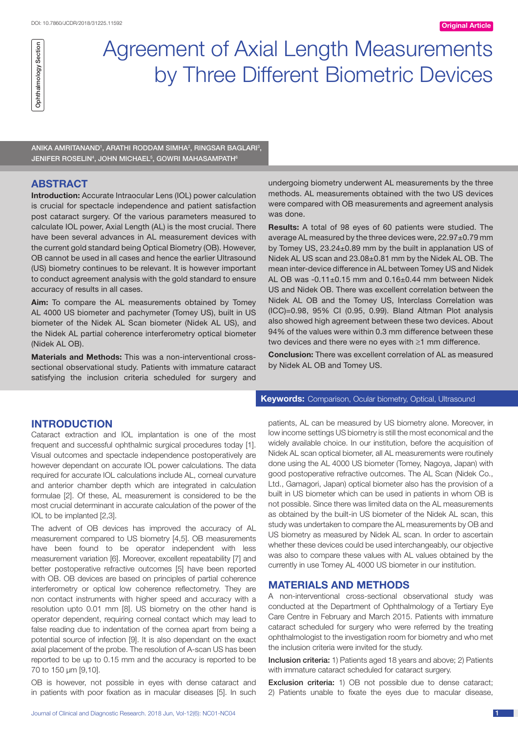# Agreement of Axial Length Measurements by Three Different Biometric Devices

Ophthalmology Section

Original Article

DOI: 10.7860/JCDR/2018/31225.11592

ANIKA AMRITANAND[1], ARATHI RODDAM SIMHA[2], RINGSAR BAGLARI[3], JENIFER ROSELIN[4], JOHN MICHAEL[5], GOWRI MAHASAMPATH[6]

## ABSTRACT

**Introduction:** Accurate Intraocular Lens (IOL) power calculation is crucial for spectacle independence and patient satisfaction post cataract surgery. Of the various parameters measured to calculate IOL power, Axial Length (AL) is the most crucial. There have been several advances in AL measurement devices with the current gold standard being Optical Biometry (OB). However, OB cannot be used in all cases and hence the earlier Ultrasound (US) biometry continues to be relevant. It is however important to conduct agreement analysis with the gold standard to ensure accuracy of results in all cases.

**Aim:** To compare the AL measurements obtained by Tomey AL 4000 US biometer and pachymeter (Tomey US), built in US biometer of the Nidek AL Scan biometer (Nidek AL US), and the Nidek AL partial coherence interferometry optical biometer (Nidek AL OB).

**Materials and Methods:** This was a non-interventional cross-sectional observational study. Patients with immature cataract satisfying the inclusion criteria scheduled for surgery and undergoing biometry underwent AL measurements by the three methods. AL measurements obtained with the two US devices were compared with OB measurements and agreement analysis was done.

**Results:** A total of 98 eyes of 60 patients were studied. The average AL measured by the three devices were, 22.97±0.79 mm by Tomey US, 23.24±0.89 mm by the built in applanation US of Nidek AL US scan and 23.08±0.81 mm by the Nidek AL OB. The mean inter-device difference in AL between Tomey US and Nidek AL OB was -0.11±0.15 mm and 0.16±0.44 mm between Nidek US and Nidek OB. There was excellent correlation between the Nidek AL OB and the Tomey US, Interclass Correlation was (ICC)=0.98, 95% CI (0.95, 0.99). Bland Altman Plot analysis also showed high agreement between these two devices. About 94% of the values were within 0.3 mm difference between these two devices and there were no eyes with ≥1 mm difference.

**Conclusion:** There was excellent correlation of AL as measured by Nidek AL OB and Tomey US.

**Keywords:** Comparison, Ocular biometry, Optical, Ultrasound

## INTRODUCTION

Cataract extraction and IOL implantation is one of the most frequent and successful ophthalmic surgical procedures today [1]. Visual outcomes and spectacle independence postoperatively are however dependant on accurate IOL power calculations. The data required for accurate IOL calculations include AL, corneal curvature and anterior chamber depth which are integrated in calculation formulae [2]. Of these, AL measurement is considered to be the most crucial determinant in accurate calculation of the power of the IOL to be implanted [2,3].

The advent of OB devices has improved the accuracy of AL measurement compared to US biometry [4,5]. OB measurements have been found to be operator independent with less measurement variation [6]. Moreover, excellent repeatability [7] and better postoperative refractive outcomes [5] have been reported with OB. OB devices are based on principles of partial coherence interferometry or optical low coherence reflectometry. They are non contact instruments with higher speed and accuracy with a resolution upto 0.01 mm [8]. US biometry on the other hand is operator dependent, requiring corneal contact which may lead to false reading due to indentation of the cornea apart from being a potential source of infection [9]. It is also dependant on the exact axial placement of the probe. The resolution of A-scan US has been reported to be up to 0.15 mm and the accuracy is reported to be 70 to 150 μm [9,10].

OB is however, not possible in eyes with dense cataract and in patients with poor fixation as in macular diseases [5]. In such patients, AL can be measured by US biometry alone. Moreover, in low income settings US biometry is still the most economical and the widely available choice. In our institution, before the acquisition of Nidek AL scan optical biometer, all AL measurements were routinely done using the AL 4000 US biometer (Tomey, Nagoya, Japan) with good postoperative refractive outcomes. The AL Scan (Nidek Co., Ltd., Gamagori, Japan) optical biometer also has the provision of a built in US biometer which can be used in patients in whom OB is not possible. Since there was limited data on the AL measurements as obtained by the built-in US biometer of the Nidek AL scan, this study was undertaken to compare the AL measurements by OB and US biometry as measured by Nidek AL scan. In order to ascertain whether these devices could be used interchangeably, our objective was also to compare these values with AL values obtained by the currently in use Tomey AL 4000 US biometer in our institution.

## MATERIALS AND METHODS

A non-interventional cross-sectional observational study was conducted at the Department of Ophthalmology of a Tertiary Eye Care Centre in February and March 2015. Patients with immature cataract scheduled for surgery who were referred by the treating ophthalmologist to the investigation room for biometry and who met the inclusion criteria were invited for the study.

**Inclusion criteria:** 1) Patients aged 18 years and above; 2) Patients with immature cataract scheduled for cataract surgery.

**Exclusion criteria:** 1) OB not possible due to dense cataract; 2) Patients unable to fixate the eyes due to macular disease,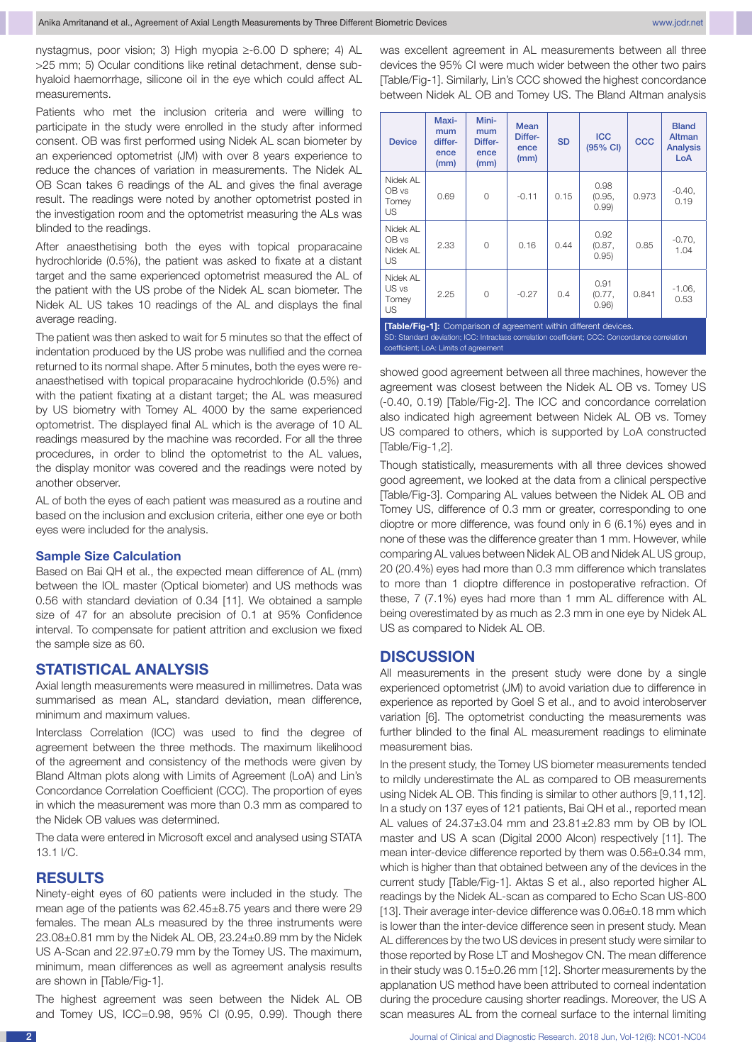nystagmus, poor vision; 3) High myopia ≥-6.00 D sphere; 4) AL >25 mm; 5) Ocular conditions like retinal detachment, dense sub-hyaloid haemorrhage, silicone oil in the eye which could affect AL measurements.

Patients who met the inclusion criteria and were willing to participate in the study were enrolled in the study after informed consent. OB was first performed using Nidek AL scan biometer by an experienced optometrist (JM) with over 8 years experience to reduce the chances of variation in measurements. The Nidek AL OB Scan takes 6 readings of the AL and gives the final average result. The readings were noted by another optometrist posted in the investigation room and the optometrist measuring the ALs was blinded to the readings.

After anaesthetising both the eyes with topical proparacaine hydrochloride (0.5%), the patient was asked to fixate at a distant target and the same experienced optometrist measured the AL of the patient with the US probe of the Nidek AL scan biometer. The Nidek AL US takes 10 readings of the AL and displays the final average reading.

The patient was then asked to wait for 5 minutes so that the effect of indentation produced by the US probe was nullified and the cornea returned to its normal shape. After 5 minutes, both the eyes were re-anaesthetised with topical proparacaine hydrochloride (0.5%) and with the patient fixating at a distant target; the AL was measured by US biometry with Tomey AL 4000 by the same experienced optometrist. The displayed final AL which is the average of 10 AL readings measured by the machine was recorded. For all the three procedures, in order to blind the optometrist to the AL values, the display monitor was covered and the readings were noted by another observer.

AL of both the eyes of each patient was measured as a routine and based on the inclusion and exclusion criteria, either one eye or both eyes were included for the analysis.

### Sample Size Calculation

Based on Bai QH et al., the expected mean difference of AL (mm) between the IOL master (Optical biometer) and US methods was 0.56 with standard deviation of 0.34 [11]. We obtained a sample size of 47 for an absolute precision of 0.1 at 95% Confidence interval. To compensate for patient attrition and exclusion we fixed the sample size as 60.

## STATISTICAL ANALYSIS

Axial length measurements were measured in millimetres. Data was summarised as mean AL, standard deviation, mean difference, minimum and maximum values.

Interclass Correlation (ICC) was used to find the degree of agreement between the three methods. The maximum likelihood of the agreement and consistency of the methods were given by Bland Altman plots along with Limits of Agreement (LoA) and Lin's Concordance Correlation Coefficient (CCC). The proportion of eyes in which the measurement was more than 0.3 mm as compared to the Nidek OB values was determined.

The data were entered in Microsoft excel and analysed using STATA 13.1 I/C.

## RESULTS

Ninety-eight eyes of 60 patients were included in the study. The mean age of the patients was 62.45±8.75 years and there were 29 females. The mean ALs measured by the three instruments were 23.08±0.81 mm by the Nidek AL OB, 23.24±0.89 mm by the Nidek US A-Scan and 22.97±0.79 mm by the Tomey US. The maximum, minimum, mean differences as well as agreement analysis results are shown in [Table/Fig-1].

The highest agreement was seen between the Nidek AL OB and Tomey US, ICC=0.98, 95% CI (0.95, 0.99). Though there was excellent agreement in AL measurements between all three devices the 95% CI were much wider between the other two pairs [Table/Fig-1]. Similarly, Lin's CCC showed the highest concordance between Nidek AL OB and Tomey US. The Bland Altman analysis showed good agreement between all three machines, however the agreement was closest between the Nidek AL OB vs. Tomey US (-0.40, 0.19) [Table/Fig-2]. The ICC and concordance correlation also indicated high agreement between Nidek AL OB vs. Tomey US compared to others, which is supported by LoA constructed [Table/Fig-1,2].

| Device | Maximum difference (mm) | Minimum Difference (mm) | Mean Difference (mm) | SD | ICC (95% CI) | CCC | Bland Altman Analysis LoA |
|---|---|---|---|---|---|---|---|
| Nidek AL OB vs Tomey US | 0.69 | 0 | -0.11 | 0.15 | 0.98 (0.95, 0.99) | 0.973 | -0.40, 0.19 |
| Nidek AL OB vs Nidek AL US | 2.33 | 0 | 0.16 | 0.44 | 0.92 (0.87, 0.95) | 0.85 | -0.70, 1.04 |
| Nidek AL US vs Tomey US | 2.25 | 0 | -0.27 | 0.4 | 0.91 (0.77, 0.96) | 0.841 | -1.06, 0.53 |

**[Table/Fig-1]:** Comparison of agreement within different devices.
SD: Standard deviation; ICC: Intraclass correlation coefficient; CCC: Concordance correlation coefficient; LoA: Limits of agreement

Though statistically, measurements with all three devices showed good agreement, we looked at the data from a clinical perspective [Table/Fig-3]. Comparing AL values between the Nidek AL OB and Tomey US, difference of 0.3 mm or greater, corresponding to one dioptre or more difference, was found only in 6 (6.1%) eyes and in none of these was the difference greater than 1 mm. However, while comparing AL values between Nidek AL OB and Nidek AL US group, 20 (20.4%) eyes had more than 0.3 mm difference which translates to more than 1 dioptre difference in postoperative refraction. Of these, 7 (7.1%) eyes had more than 1 mm AL difference with AL being overestimated by as much as 2.3 mm in one eye by Nidek AL US as compared to Nidek AL OB.

## DISCUSSION

All measurements in the present study were done by a single experienced optometrist (JM) to avoid variation due to difference in experience as reported by Goel S et al., and to avoid interobserver variation [6]. The optometrist conducting the measurements was further blinded to the final AL measurement readings to eliminate measurement bias.

In the present study, the Tomey US biometer measurements tended to mildly underestimate the AL as compared to OB measurements using Nidek AL OB. This finding is similar to other authors [9,11,12]. In a study on 137 eyes of 121 patients, Bai QH et al., reported mean AL values of 24.37±3.04 mm and 23.81±2.83 mm by OB by IOL master and US A scan (Digital 2000 Alcon) respectively [11]. The mean inter-device difference reported by them was 0.56±0.34 mm, which is higher than that obtained between any of the devices in the current study [Table/Fig-1]. Aktas S et al., also reported higher AL readings by the Nidek AL-scan as compared to Echo Scan US-800 [13]. Their average inter-device difference was 0.06±0.18 mm which is lower than the inter-device difference seen in present study. Mean AL differences by the two US devices in present study were similar to those reported by Rose LT and Moshegov CN. The mean difference in their study was 0.15±0.26 mm [12]. Shorter measurements by the applanation US method have been attributed to corneal indentation during the procedure causing shorter readings. Moreover, the US A scan measures AL from the corneal surface to the internal limiting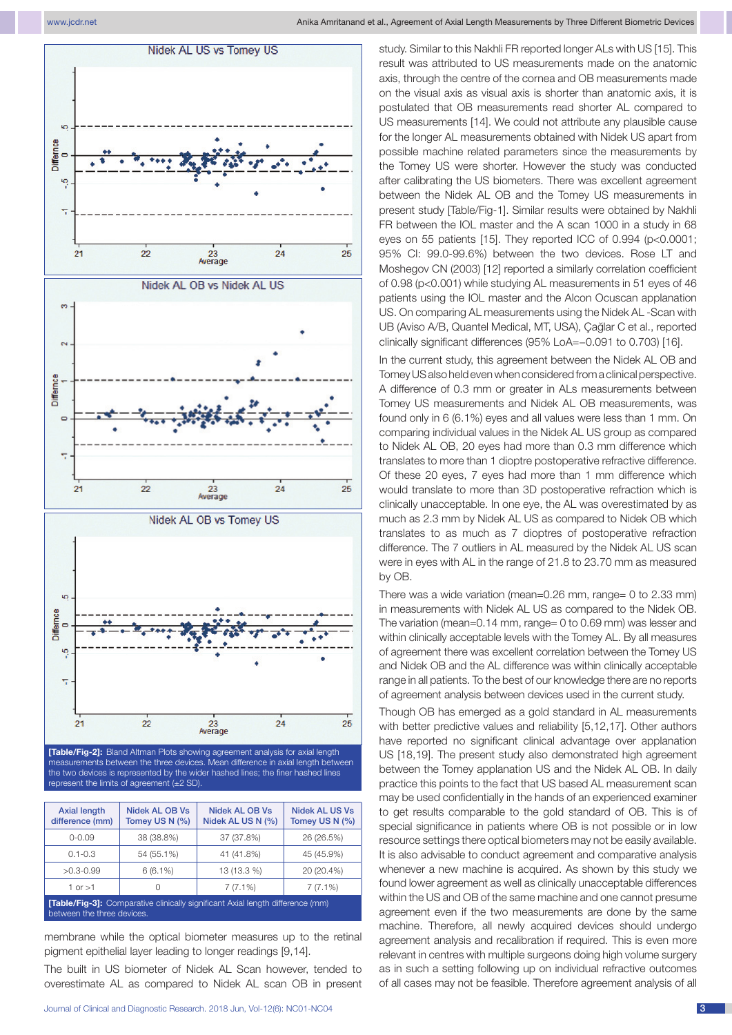[Table/Fig-2]: Bland Altman Plots showing agreement analysis for axial length measurements between the three devices. Mean difference in axial length between the two devices is represented by the wider hashed lines; the finer hashed lines represent the limits of agreement (±2 SD).

| Axial length difference (mm) | Nidek AL OB Vs Tomey US N (%) | Nidek AL OB Vs Nidek AL US N (%) | Nidek AL US Vs Tomey US N (%) |
|---|---|---|---|
| 0-0.09 | 38 (38.8%) | 37 (37.8%) | 26 (26.5%) |
| 0.1-0.3 | 54 (55.1%) | 41 (41.8%) | 45 (45.9%) |
| >0.3-0.99 | 6 (6.1%) | 13 (13.3 %) | 20 (20.4%) |
| 1 or >1 | 0 | 7 (7.1%) | 7 (7.1%) |

[Table/Fig-3]: Comparative clinically significant Axial length difference (mm) between the three devices.

membrane while the optical biometer measures up to the retinal pigment epithelial layer leading to longer readings [9,14].

The built in US biometer of Nidek AL Scan however, tended to overestimate AL as compared to Nidek AL scan OB in present study. Similar to this Nakhli FR reported longer ALs with US [15]. This result was attributed to US measurements made on the anatomic axis, through the centre of the cornea and OB measurements made on the visual axis as visual axis is shorter than anatomic axis, it is postulated that OB measurements read shorter AL compared to US measurements [14]. We could not attribute any plausible cause for the longer AL measurements obtained with Nidek US apart from possible machine related parameters since the measurements by the Tomey US were shorter. However the study was conducted after calibrating the US biometers. There was excellent agreement between the Nidek AL OB and the Tomey US measurements in present study [Table/Fig-1]. Similar results were obtained by Nakhli FR between the IOL master and the A scan 1000 in a study in 68 eyes on 55 patients [15]. They reported ICC of 0.994 ($p<0.0001$; 95% CI: 99.0-99.6%) between the two devices. Rose LT and Moshegov CN (2003) [12] reported a similarly correlation coefficient of 0.98 ($p<0.001$) while studying AL measurements in 51 eyes of 46 patients using the IOL master and the Alcon Ocuscan applanation US. On comparing AL measurements using the Nidek AL -Scan with UB (Aviso A/B, Quantel Medical, MT, USA), Çağlar C et al., reported clinically significant differences (95% LoA=−0.091 to 0.703) [16].

In the current study, this agreement between the Nidek AL OB and Tomey US also held even when considered from a clinical perspective. A difference of 0.3 mm or greater in ALs measurements between Tomey US measurements and Nidek AL OB measurements, was found only in 6 (6.1%) eyes and all values were less than 1 mm. On comparing individual values in the Nidek AL US group as compared to Nidek AL OB, 20 eyes had more than 0.3 mm difference which translates to more than 1 dioptre postoperative refractive difference. Of these 20 eyes, 7 eyes had more than 1 mm difference which would translate to more than 3D postoperative refraction which is clinically unacceptable. In one eye, the AL was overestimated by as much as 2.3 mm by Nidek AL US as compared to Nidek OB which translates to as much as 7 dioptres of postoperative refraction difference. The 7 outliers in AL measured by the Nidek AL US scan were in eyes with AL in the range of 21.8 to 23.70 mm as measured by OB.

There was a wide variation (mean=0.26 mm, range= 0 to 2.33 mm) in measurements with Nidek AL US as compared to the Nidek OB. The variation (mean=0.14 mm, range= 0 to 0.69 mm) was lesser and within clinically acceptable levels with the Tomey AL. By all measures of agreement there was excellent correlation between the Tomey US and Nidek OB and the AL difference was within clinically acceptable range in all patients. To the best of our knowledge there are no reports of agreement analysis between devices used in the current study.

Though OB has emerged as a gold standard in AL measurements with better predictive values and reliability [5,12,17]. Other authors have reported no significant clinical advantage over applanation US [18,19]. The present study also demonstrated high agreement between the Tomey applanation US and the Nidek AL OB. In daily practice this points to the fact that US based AL measurement scan may be used confidentially in the hands of an experienced examiner to get results comparable to the gold standard of OB. This is of special significance in patients where OB is not possible or in low resource settings there optical biometers may not be easily available. It is also advisable to conduct agreement and comparative analysis whenever a new machine is acquired. As shown by this study we found lower agreement as well as clinically unacceptable differences within the US and OB of the same machine and one cannot presume agreement even if the two measurements are done by the same machine. Therefore, all newly acquired devices should undergo agreement analysis and recalibration if required. This is even more relevant in centres with multiple surgeons doing high volume surgery as in such a setting following up on individual refractive outcomes of all cases may not be feasible. Therefore agreement analysis of all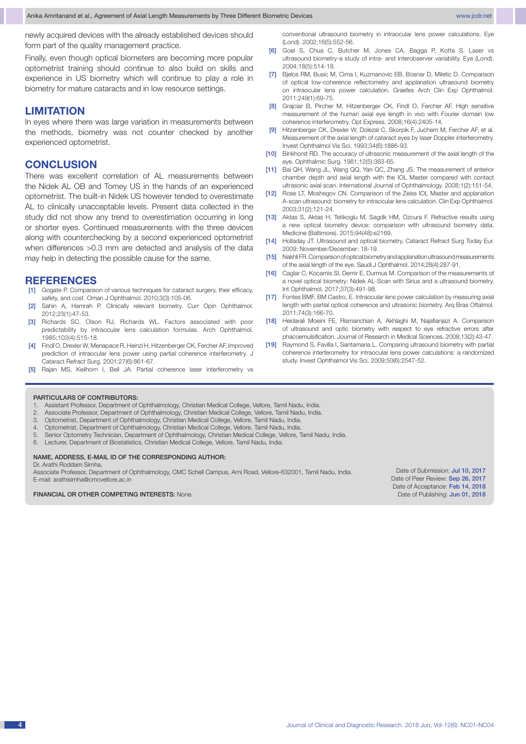newly acquired devices with the already established devices should form part of the quality management practice.

Finally, even though optical biometers are becoming more popular optometrist training should continue to also build on skills and experience in US biometry which will continue to play a role in biometry for mature cataracts and in low resource settings.

## LIMITATION

In eyes where there was large variation in measurements between the methods, biometry was not counter checked by another experienced optometrist.

## CONCLUSION

There was excellent correlation of AL measurements between the Nidek AL OB and Tomey US in the hands of an experienced optometrist. The built-in Nidek US however tended to overestimate AL to clinically unacceptable levels. Present data collected in the study did not show any trend to overestimation occurring in long or shorter eyes. Continued measurements with the three devices along with counterchecking by a second experienced optometrist when differences >0.3 mm are detected and analysis of the data may help in detecting the possible cause for the same.

## REFERENCES

[1] Gogate P. Comparison of various techniques for cataract surgery, their efficacy, safety, and cost. Oman J Ophthalmol. 2010;3(3):105-06.

[2] Sahin A, Hamrah P. Clinically relevant biometry. Curr Opin Ophthalmol. 2012;23(1):47-53.

[3] Richards SC, Olson RJ, Richards WL. Factors associated with poor predictability by intraocular lens calculation formulas. Arch Ophthalmol. 1985;103(4):515-18.

[4] Findl O, Drexler W, Menapace R, Heinzl H, Hitzenberger CK, Fercher AF. Improved prediction of intraocular lens power using partial coherence interferometry. J Cataract Refract Surg. 2001;27(6):861-67.

[5] Rajan MS, Keilhorn I, Bell JA. Partial coherence laser interferometry vs conventional ultrasound biometry in intraocular lens power calculations. Eye (Lond). 2002;16(5):552-56.

[6] Goel S, Chua C, Butcher M, Jones CA, Bagga P, Kotta S. Laser vs ultrasound biometry-a study of intra- and interobserver variability. Eye (Lond). 2004;18(5):514-18.

[7] Bjelos RM, Busic M, Cima I, Kuzmanovic EB, Bosnar D, Miletic D. Comparison of optical low-coherence reflectometry and applanation ultrasound biometry on intraocular lens power calculation. Graefes Arch Clin Exp Ophthalmol. 2011;249(1):69-75.

[8] Grajciar B, Pircher M, Hitzenberger CK, Findl O, Fercher AF. High sensitive measurement of the human axial eye length in vivo with Fourier domain low coherence interferometry. Opt Express. 2008;16(4):2405-14.

[9] Hitzenberger CK, Drexler W, Dolezal C, Skorpik F, Juchem M, Fercher AF, et al. Measurement of the axial length of cataract eyes by laser Doppler interferometry. Invest Ophthalmol Vis Sci. 1993;34(6):1886-93.

[10] Binkhorst RD. The accuracy of ultrasonic measurement of the axial length of the eye. Ophthalmic Surg. 1981;12(5):363-65.

[11] Bai QH, Wang JL, Wang QQ, Yan QC, Zhang JS. The measurement of anterior chamber depth and axial length with the IOL Master compared with contact ultrasonic axial scan. International Journal of Ophthalmology. 2008;1(2):151-54.

[12] Rose LT, Moshegov CN. Comparison of the Zeiss IOL Master and applanation A-scan ultrasound: biometry for intraocular lens calculation. Clin Exp Ophthalmol. 2003;31(2):121-24.

[13] Aktas S, Aktas H, Tetikoglu M, Sagdk HM, Ozcura F. Refractive results using a new optical biometry device: comparison with ultrasound biometry data. Medicine (Baltimore). 2015;94(48):e2169.

[14] Holladay JT. Ultrasound and optical biometry. Cataract Refract Surg Today Eur. 2009: November/December: 18-19.

[15] Nakhli FR. Comparison of optical biometry and applanation ultrasound measurements of the axial length of the eye. Saudi J Ophthalmol. 2014;28(4):287-91.

[16] Caglar C, Kocamis SI, Demir E, Durmus M. Comparison of the measurements of a novel optical biometry: Nidek AL-Scan with Sirius and a ultrasound biometry. Int Ophthalmol. 2017;37(3):491-98.

[17] Fontes BMF, BM Castro, E. Intraocular lens power calculation by measuring axial length with partial optical coherence and ultrasonic biometry. Arq Bras Oftalmol. 2011;74(3):166-70.

[18] Heidarali Moeini FE, Rismanchian A, Akhlaghi M, Najafianjazi A. Comparison of ultrasound and optic biometry with respect to eye refractive errors after phacoemulsification. Journal of Research in Medical Sciences. 2008;13(2):43-47.

[19] Raymond S, Favilla I, Santamaria L. Comparing ultrasound biometry with partial coherence interferometry for intraocular lens power calculations: a randomized study. Invest Ophthalmol Vis Sci. 2009;50(6):2547-52.

**PARTICULARS OF CONTRIBUTORS:**

1. Assistant Professor, Department of Ophthalmology, Christian Medical College, Vellore, Tamil Nadu, India.
2. Associate Professor, Department of Ophthalmology, Christian Medical College, Vellore, Tamil Nadu, India.
3. Optometrist, Department of Ophthalmology, Christian Medical College, Vellore, Tamil Nadu, India.
4. Optometrist, Department of Ophthalmology, Christian Medical College, Vellore, Tamil Nadu, India.
5. Senior Optometry Technician, Department of Ophthalmology, Christian Medical College, Vellore, Tamil Nadu, India.
6. Lecturer, Department of Biostatistics, Christian Medical College, Vellore, Tamil Nadu, India.

**NAME, ADDRESS, E-MAIL ID OF THE CORRESPONDING AUTHOR:**

Dr. Arathi Roddam Simha,
Associate Professor, Department of Ophthalmology, CMC Schell Campus, Arni Road, Vellore-632001, Tamil Nadu, India.
E-mail: arathisimha@cmcvellore.ac.in

**FINANCIAL OR OTHER COMPETING INTERESTS:** None.

Date of Submission: Jul 10, 2017
Date of Peer Review: Sep 26, 2017
Date of Acceptance: Feb 14, 2018
Date of Publishing: Jun 01, 2018